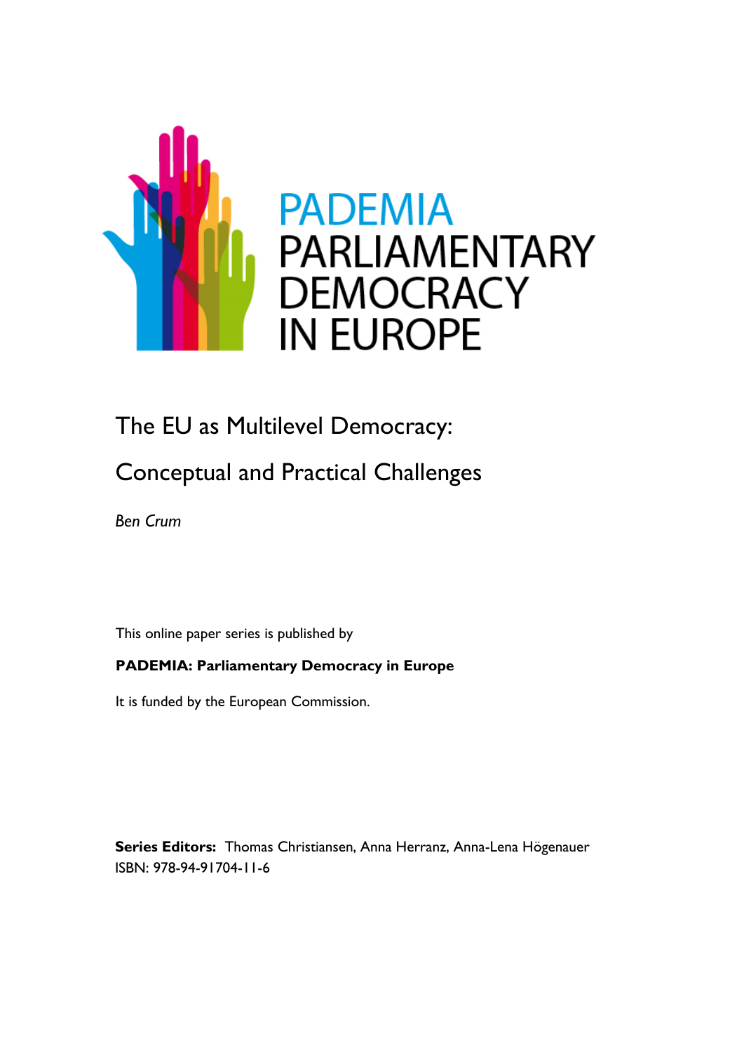PADEMIA PARLIAMENTARY DEMOCRACY IN EUROPE

# The EU as Multilevel Democracy: Conceptual and Practical Challenges

*Ben Crum*

This online paper series is published by

**PADEMIA: Parliamentary Democracy in Europe**

It is funded by the European Commission.

**Series Editors:** Thomas Christiansen, Anna Herranz, Anna-Lena Högenauer
ISBN: 978-94-91704-11-6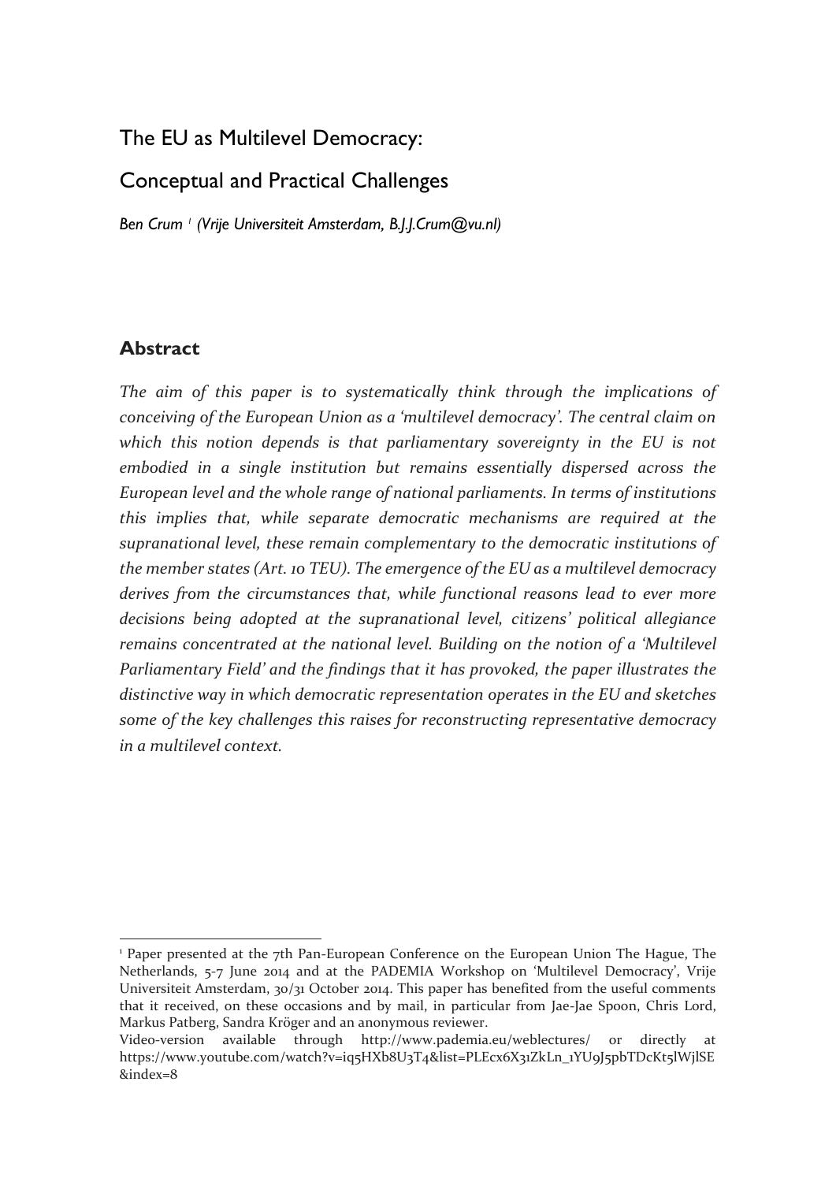# The EU as Multilevel Democracy:

# Conceptual and Practical Challenges

*Ben Crum [1] (Vrije Universiteit Amsterdam, B.J.J.Crum@vu.nl)*

## Abstract

*The aim of this paper is to systematically think through the implications of conceiving of the European Union as a 'multilevel democracy'. The central claim on which this notion depends is that parliamentary sovereignty in the EU is not embodied in a single institution but remains essentially dispersed across the European level and the whole range of national parliaments. In terms of institutions this implies that, while separate democratic mechanisms are required at the supranational level, these remain complementary to the democratic institutions of the member states (Art. 10 TEU). The emergence of the EU as a multilevel democracy derives from the circumstances that, while functional reasons lead to ever more decisions being adopted at the supranational level, citizens' political allegiance remains concentrated at the national level. Building on the notion of a 'Multilevel Parliamentary Field' and the findings that it has provoked, the paper illustrates the distinctive way in which democratic representation operates in the EU and sketches some of the key challenges this raises for reconstructing representative democracy in a multilevel context.*

---

[1] Paper presented at the 7th Pan-European Conference on the European Union The Hague, The Netherlands, 5-7 June 2014 and at the PADEMIA Workshop on 'Multilevel Democracy', Vrije Universiteit Amsterdam, 30/31 October 2014. This paper has benefited from the useful comments that it received, on these occasions and by mail, in particular from Jae-Jae Spoon, Chris Lord, Markus Patberg, Sandra Kröger and an anonymous reviewer.
Video-version available through http://www.pademia.eu/weblectures/ or directly at https://www.youtube.com/watch?v=iq5HXb8U3T4&list=PLEcx6X31ZkLn_1YU9J5pbTDcKt5lWjlSE&index=8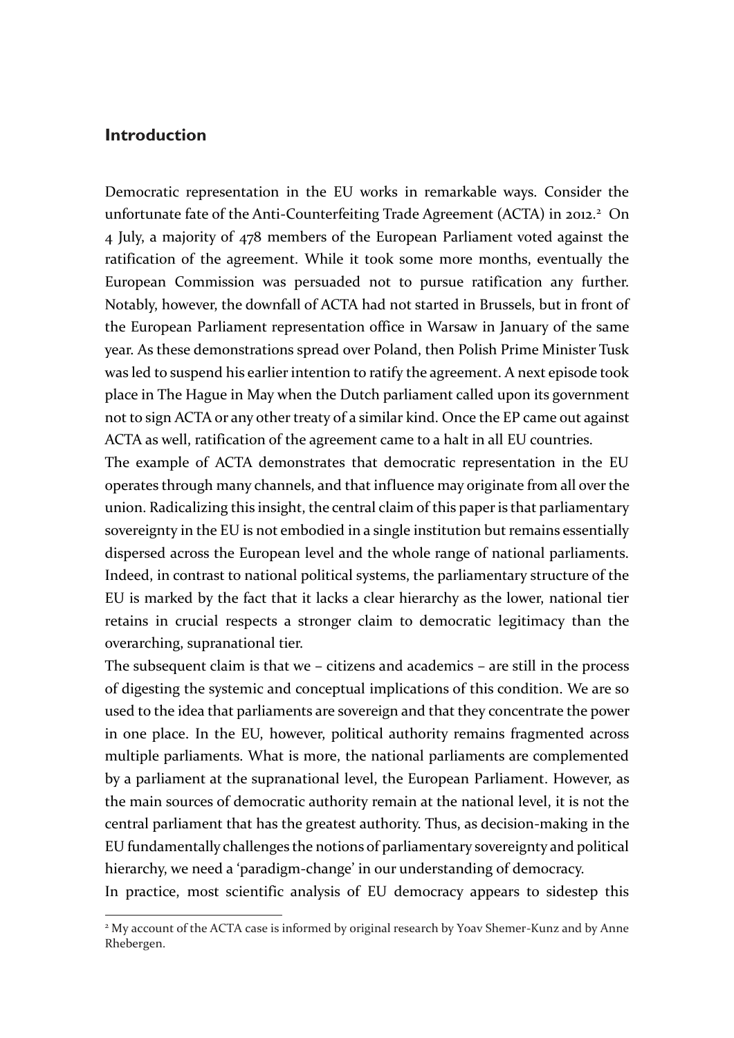## Introduction

Democratic representation in the EU works in remarkable ways. Consider the unfortunate fate of the Anti-Counterfeiting Trade Agreement (ACTA) in 2012.[2] On 4 July, a majority of 478 members of the European Parliament voted against the ratification of the agreement. While it took some more months, eventually the European Commission was persuaded not to pursue ratification any further. Notably, however, the downfall of ACTA had not started in Brussels, but in front of the European Parliament representation office in Warsaw in January of the same year. As these demonstrations spread over Poland, then Polish Prime Minister Tusk was led to suspend his earlier intention to ratify the agreement. A next episode took place in The Hague in May when the Dutch parliament called upon its government not to sign ACTA or any other treaty of a similar kind. Once the EP came out against ACTA as well, ratification of the agreement came to a halt in all EU countries.

The example of ACTA demonstrates that democratic representation in the EU operates through many channels, and that influence may originate from all over the union. Radicalizing this insight, the central claim of this paper is that parliamentary sovereignty in the EU is not embodied in a single institution but remains essentially dispersed across the European level and the whole range of national parliaments. Indeed, in contrast to national political systems, the parliamentary structure of the EU is marked by the fact that it lacks a clear hierarchy as the lower, national tier retains in crucial respects a stronger claim to democratic legitimacy than the overarching, supranational tier.

The subsequent claim is that we – citizens and academics – are still in the process of digesting the systemic and conceptual implications of this condition. We are so used to the idea that parliaments are sovereign and that they concentrate the power in one place. In the EU, however, political authority remains fragmented across multiple parliaments. What is more, the national parliaments are complemented by a parliament at the supranational level, the European Parliament. However, as the main sources of democratic authority remain at the national level, it is not the central parliament that has the greatest authority. Thus, as decision-making in the EU fundamentally challenges the notions of parliamentary sovereignty and political hierarchy, we need a 'paradigm-change' in our understanding of democracy.

In practice, most scientific analysis of EU democracy appears to sidestep this

[2] My account of the ACTA case is informed by original research by Yoav Shemer-Kunz and by Anne Rhebergen.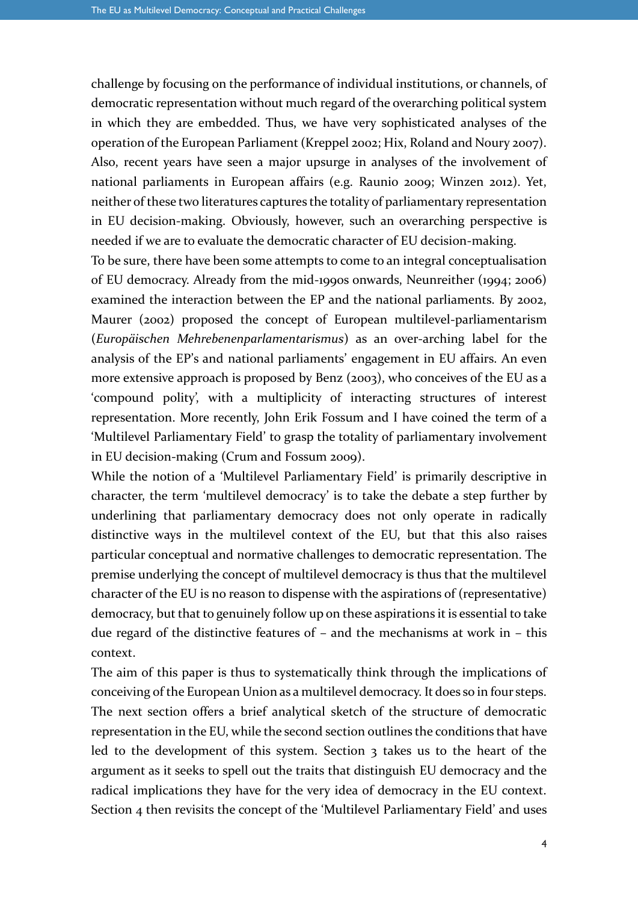challenge by focusing on the performance of individual institutions, or channels, of democratic representation without much regard of the overarching political system in which they are embedded. Thus, we have very sophisticated analyses of the operation of the European Parliament (Kreppel 2002; Hix, Roland and Noury 2007). Also, recent years have seen a major upsurge in analyses of the involvement of national parliaments in European affairs (e.g. Raunio 2009; Winzen 2012). Yet, neither of these two literatures captures the totality of parliamentary representation in EU decision-making. Obviously, however, such an overarching perspective is needed if we are to evaluate the democratic character of EU decision-making.

To be sure, there have been some attempts to come to an integral conceptualisation of EU democracy. Already from the mid-1990s onwards, Neunreither (1994; 2006) examined the interaction between the EP and the national parliaments. By 2002, Maurer (2002) proposed the concept of European multilevel-parliamentarism (*Europäischen Mehrebenenparlamentarismus*) as an over-arching label for the analysis of the EP's and national parliaments' engagement in EU affairs. An even more extensive approach is proposed by Benz (2003), who conceives of the EU as a 'compound polity', with a multiplicity of interacting structures of interest representation. More recently, John Erik Fossum and I have coined the term of a 'Multilevel Parliamentary Field' to grasp the totality of parliamentary involvement in EU decision-making (Crum and Fossum 2009).

While the notion of a 'Multilevel Parliamentary Field' is primarily descriptive in character, the term 'multilevel democracy' is to take the debate a step further by underlining that parliamentary democracy does not only operate in radically distinctive ways in the multilevel context of the EU, but that this also raises particular conceptual and normative challenges to democratic representation. The premise underlying the concept of multilevel democracy is thus that the multilevel character of the EU is no reason to dispense with the aspirations of (representative) democracy, but that to genuinely follow up on these aspirations it is essential to take due regard of the distinctive features of – and the mechanisms at work in – this context.

The aim of this paper is thus to systematically think through the implications of conceiving of the European Union as a multilevel democracy. It does so in four steps. The next section offers a brief analytical sketch of the structure of democratic representation in the EU, while the second section outlines the conditions that have led to the development of this system. Section 3 takes us to the heart of the argument as it seeks to spell out the traits that distinguish EU democracy and the radical implications they have for the very idea of democracy in the EU context. Section 4 then revisits the concept of the 'Multilevel Parliamentary Field' and uses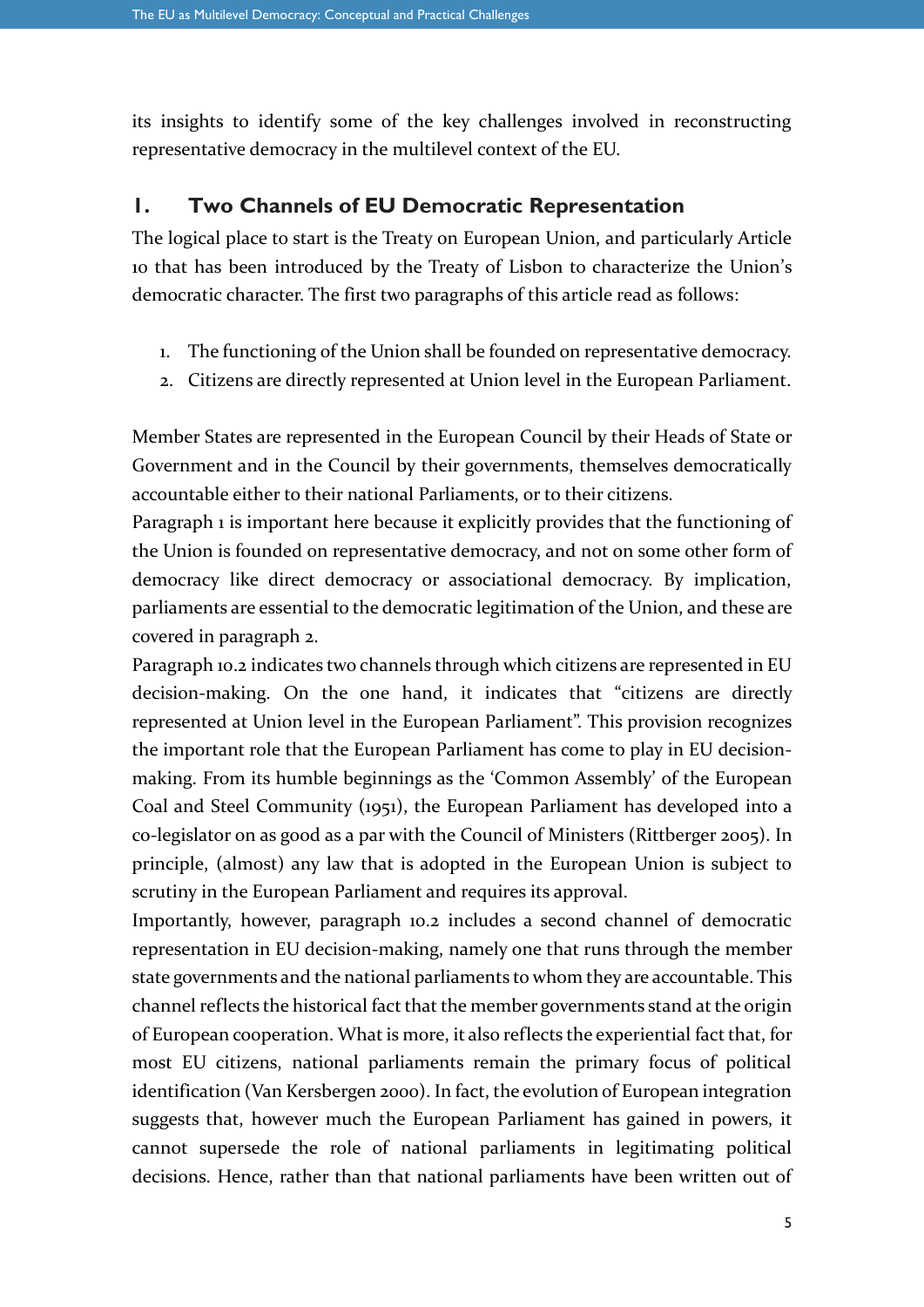its insights to identify some of the key challenges involved in reconstructing representative democracy in the multilevel context of the EU.

## 1. Two Channels of EU Democratic Representation

The logical place to start is the Treaty on European Union, and particularly Article 10 that has been introduced by the Treaty of Lisbon to characterize the Union's democratic character. The first two paragraphs of this article read as follows:

1. The functioning of the Union shall be founded on representative democracy.
2. Citizens are directly represented at Union level in the European Parliament.

Member States are represented in the European Council by their Heads of State or Government and in the Council by their governments, themselves democratically accountable either to their national Parliaments, or to their citizens.

Paragraph 1 is important here because it explicitly provides that the functioning of the Union is founded on representative democracy, and not on some other form of democracy like direct democracy or associational democracy. By implication, parliaments are essential to the democratic legitimation of the Union, and these are covered in paragraph 2.

Paragraph 10.2 indicates two channels through which citizens are represented in EU decision-making. On the one hand, it indicates that "citizens are directly represented at Union level in the European Parliament". This provision recognizes the important role that the European Parliament has come to play in EU decision-making. From its humble beginnings as the 'Common Assembly' of the European Coal and Steel Community (1951), the European Parliament has developed into a co-legislator on as good as a par with the Council of Ministers (Rittberger 2005). In principle, (almost) any law that is adopted in the European Union is subject to scrutiny in the European Parliament and requires its approval.

Importantly, however, paragraph 10.2 includes a second channel of democratic representation in EU decision-making, namely one that runs through the member state governments and the national parliaments to whom they are accountable. This channel reflects the historical fact that the member governments stand at the origin of European cooperation. What is more, it also reflects the experiential fact that, for most EU citizens, national parliaments remain the primary focus of political identification (Van Kersbergen 2000). In fact, the evolution of European integration suggests that, however much the European Parliament has gained in powers, it cannot supersede the role of national parliaments in legitimating political decisions. Hence, rather than that national parliaments have been written out of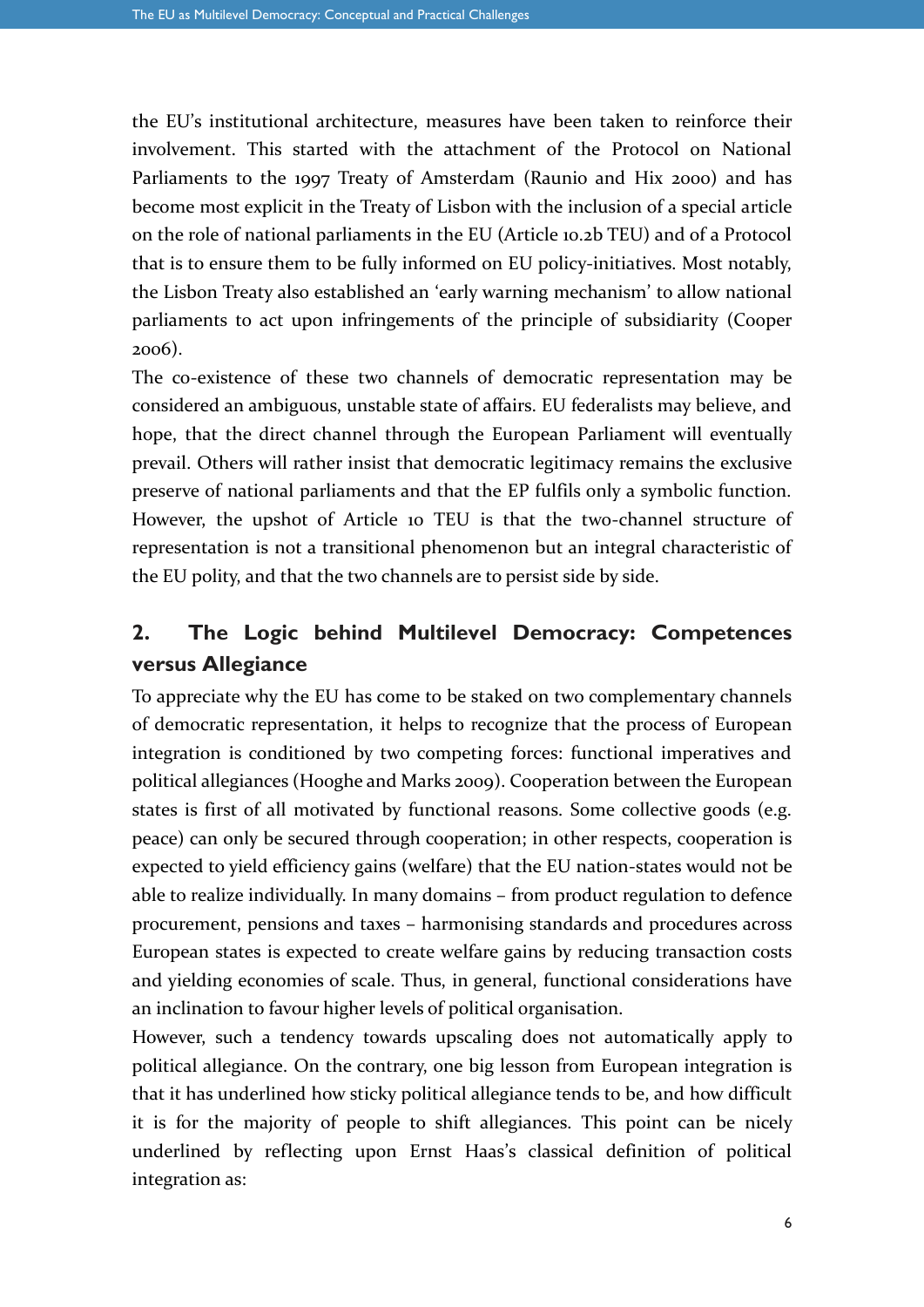the EU's institutional architecture, measures have been taken to reinforce their involvement. This started with the attachment of the Protocol on National Parliaments to the 1997 Treaty of Amsterdam (Raunio and Hix 2000) and has become most explicit in the Treaty of Lisbon with the inclusion of a special article on the role of national parliaments in the EU (Article 10.2b TEU) and of a Protocol that is to ensure them to be fully informed on EU policy-initiatives. Most notably, the Lisbon Treaty also established an 'early warning mechanism' to allow national parliaments to act upon infringements of the principle of subsidiarity (Cooper 2006).

The co-existence of these two channels of democratic representation may be considered an ambiguous, unstable state of affairs. EU federalists may believe, and hope, that the direct channel through the European Parliament will eventually prevail. Others will rather insist that democratic legitimacy remains the exclusive preserve of national parliaments and that the EP fulfils only a symbolic function. However, the upshot of Article 10 TEU is that the two-channel structure of representation is not a transitional phenomenon but an integral characteristic of the EU polity, and that the two channels are to persist side by side.

## 2. The Logic behind Multilevel Democracy: Competences versus Allegiance

To appreciate why the EU has come to be staked on two complementary channels of democratic representation, it helps to recognize that the process of European integration is conditioned by two competing forces: functional imperatives and political allegiances (Hooghe and Marks 2009). Cooperation between the European states is first of all motivated by functional reasons. Some collective goods (e.g. peace) can only be secured through cooperation; in other respects, cooperation is expected to yield efficiency gains (welfare) that the EU nation-states would not be able to realize individually. In many domains – from product regulation to defence procurement, pensions and taxes – harmonising standards and procedures across European states is expected to create welfare gains by reducing transaction costs and yielding economies of scale. Thus, in general, functional considerations have an inclination to favour higher levels of political organisation.

However, such a tendency towards upscaling does not automatically apply to political allegiance. On the contrary, one big lesson from European integration is that it has underlined how sticky political allegiance tends to be, and how difficult it is for the majority of people to shift allegiances. This point can be nicely underlined by reflecting upon Ernst Haas's classical definition of political integration as: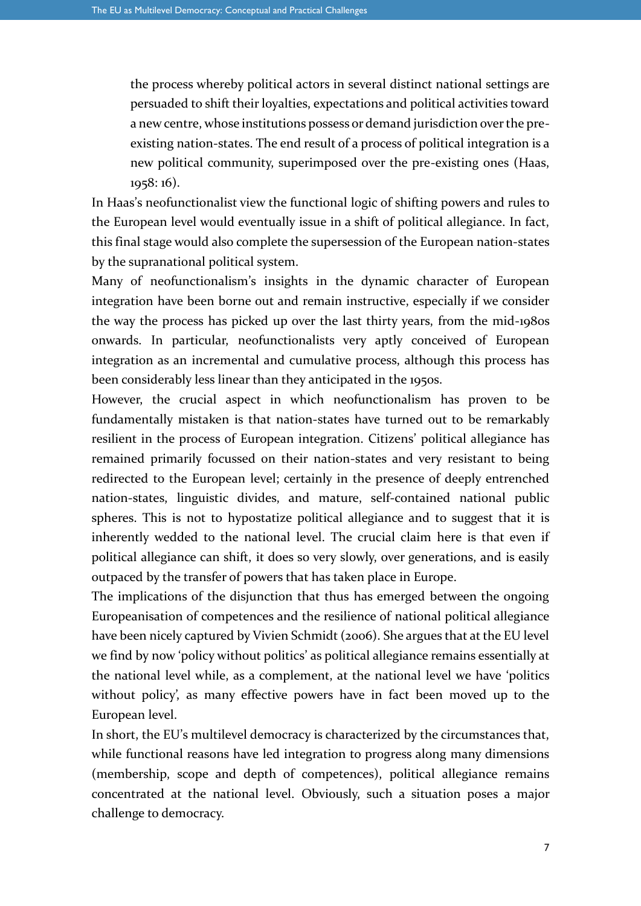> the process whereby political actors in several distinct national settings are persuaded to shift their loyalties, expectations and political activities toward a new centre, whose institutions possess or demand jurisdiction over the pre-existing nation-states. The end result of a process of political integration is a new political community, superimposed over the pre-existing ones (Haas, 1958: 16).

In Haas's neofunctionalist view the functional logic of shifting powers and rules to the European level would eventually issue in a shift of political allegiance. In fact, this final stage would also complete the supersession of the European nation-states by the supranational political system.

Many of neofunctionalism's insights in the dynamic character of European integration have been borne out and remain instructive, especially if we consider the way the process has picked up over the last thirty years, from the mid-1980s onwards. In particular, neofunctionalists very aptly conceived of European integration as an incremental and cumulative process, although this process has been considerably less linear than they anticipated in the 1950s.

However, the crucial aspect in which neofunctionalism has proven to be fundamentally mistaken is that nation-states have turned out to be remarkably resilient in the process of European integration. Citizens' political allegiance has remained primarily focussed on their nation-states and very resistant to being redirected to the European level; certainly in the presence of deeply entrenched nation-states, linguistic divides, and mature, self-contained national public spheres. This is not to hypostatize political allegiance and to suggest that it is inherently wedded to the national level. The crucial claim here is that even if political allegiance can shift, it does so very slowly, over generations, and is easily outpaced by the transfer of powers that has taken place in Europe.

The implications of the disjunction that thus has emerged between the ongoing Europeanisation of competences and the resilience of national political allegiance have been nicely captured by Vivien Schmidt (2006). She argues that at the EU level we find by now 'policy without politics' as political allegiance remains essentially at the national level while, as a complement, at the national level we have 'politics without policy', as many effective powers have in fact been moved up to the European level.

In short, the EU's multilevel democracy is characterized by the circumstances that, while functional reasons have led integration to progress along many dimensions (membership, scope and depth of competences), political allegiance remains concentrated at the national level. Obviously, such a situation poses a major challenge to democracy.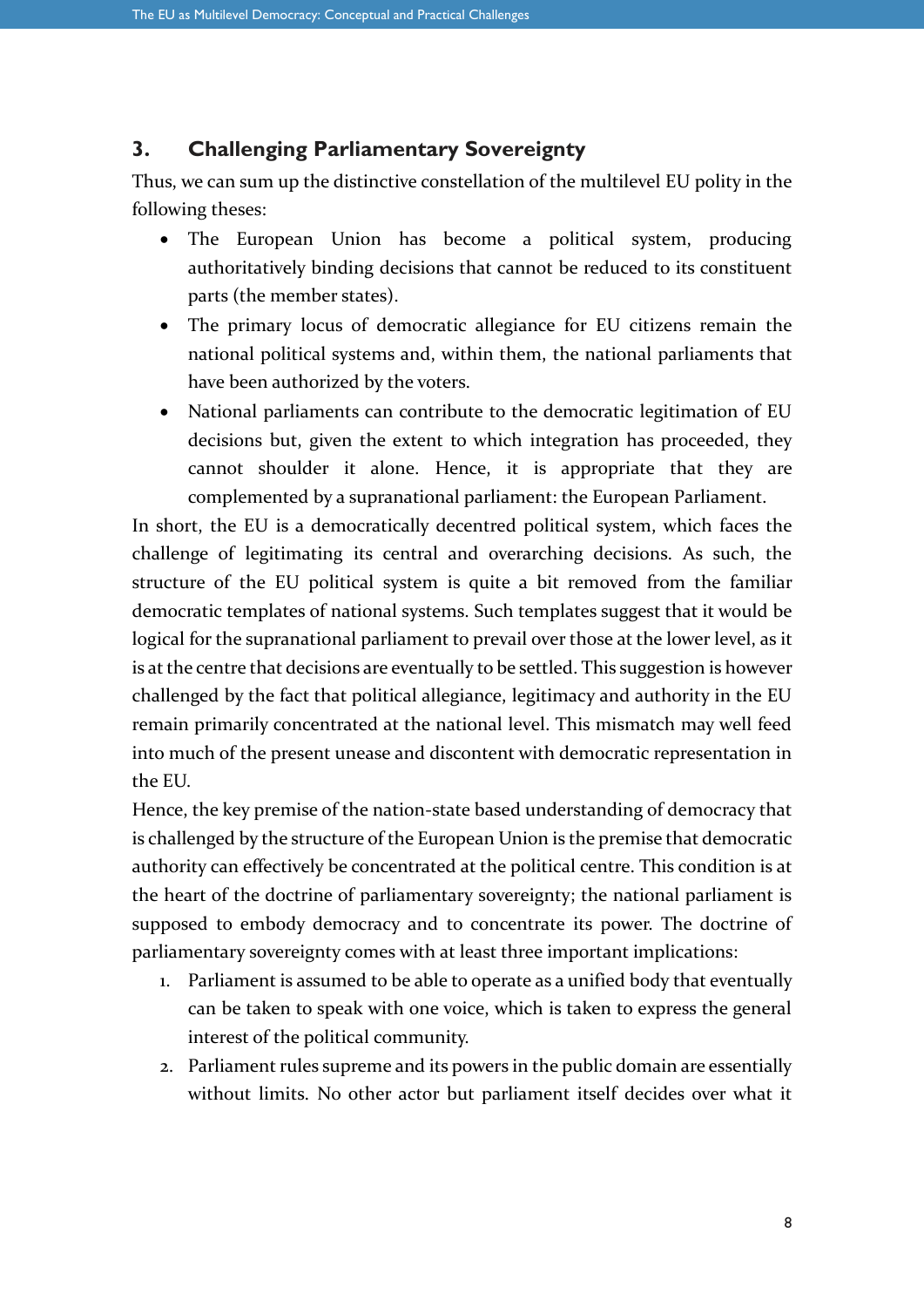## 3. Challenging Parliamentary Sovereignty

Thus, we can sum up the distinctive constellation of the multilevel EU polity in the following theses:

- The European Union has become a political system, producing authoritatively binding decisions that cannot be reduced to its constituent parts (the member states).
- The primary locus of democratic allegiance for EU citizens remain the national political systems and, within them, the national parliaments that have been authorized by the voters.
- National parliaments can contribute to the democratic legitimation of EU decisions but, given the extent to which integration has proceeded, they cannot shoulder it alone. Hence, it is appropriate that they are complemented by a supranational parliament: the European Parliament.

In short, the EU is a democratically decentred political system, which faces the challenge of legitimating its central and overarching decisions. As such, the structure of the EU political system is quite a bit removed from the familiar democratic templates of national systems. Such templates suggest that it would be logical for the supranational parliament to prevail over those at the lower level, as it is at the centre that decisions are eventually to be settled. This suggestion is however challenged by the fact that political allegiance, legitimacy and authority in the EU remain primarily concentrated at the national level. This mismatch may well feed into much of the present unease and discontent with democratic representation in the EU.

Hence, the key premise of the nation-state based understanding of democracy that is challenged by the structure of the European Union is the premise that democratic authority can effectively be concentrated at the political centre. This condition is at the heart of the doctrine of parliamentary sovereignty; the national parliament is supposed to embody democracy and to concentrate its power. The doctrine of parliamentary sovereignty comes with at least three important implications:

1. Parliament is assumed to be able to operate as a unified body that eventually can be taken to speak with one voice, which is taken to express the general interest of the political community.
2. Parliament rules supreme and its powers in the public domain are essentially without limits. No other actor but parliament itself decides over what it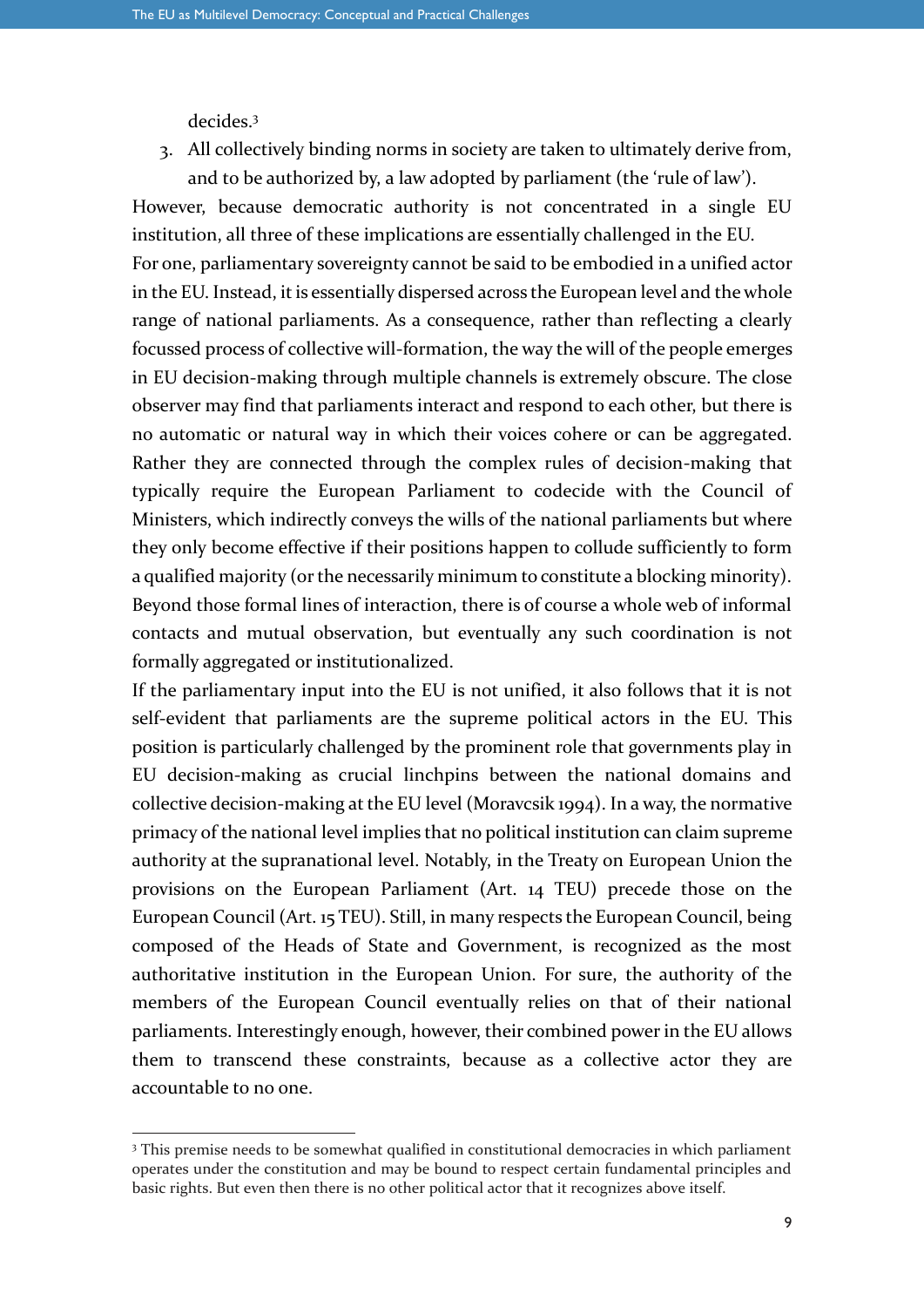decides.[3]

3. All collectively binding norms in society are taken to ultimately derive from, and to be authorized by, a law adopted by parliament (the 'rule of law').

However, because democratic authority is not concentrated in a single EU institution, all three of these implications are essentially challenged in the EU.

For one, parliamentary sovereignty cannot be said to be embodied in a unified actor in the EU. Instead, it is essentially dispersed across the European level and the whole range of national parliaments. As a consequence, rather than reflecting a clearly focussed process of collective will-formation, the way the will of the people emerges in EU decision-making through multiple channels is extremely obscure. The close observer may find that parliaments interact and respond to each other, but there is no automatic or natural way in which their voices cohere or can be aggregated. Rather they are connected through the complex rules of decision-making that typically require the European Parliament to codecide with the Council of Ministers, which indirectly conveys the wills of the national parliaments but where they only become effective if their positions happen to collude sufficiently to form a qualified majority (or the necessarily minimum to constitute a blocking minority). Beyond those formal lines of interaction, there is of course a whole web of informal contacts and mutual observation, but eventually any such coordination is not formally aggregated or institutionalized.

If the parliamentary input into the EU is not unified, it also follows that it is not self-evident that parliaments are the supreme political actors in the EU. This position is particularly challenged by the prominent role that governments play in EU decision-making as crucial linchpins between the national domains and collective decision-making at the EU level (Moravcsik 1994). In a way, the normative primacy of the national level implies that no political institution can claim supreme authority at the supranational level. Notably, in the Treaty on European Union the provisions on the European Parliament (Art. 14 TEU) precede those on the European Council (Art. 15 TEU). Still, in many respects the European Council, being composed of the Heads of State and Government, is recognized as the most authoritative institution in the European Union. For sure, the authority of the members of the European Council eventually relies on that of their national parliaments. Interestingly enough, however, their combined power in the EU allows them to transcend these constraints, because as a collective actor they are accountable to no one.

[3] This premise needs to be somewhat qualified in constitutional democracies in which parliament operates under the constitution and may be bound to respect certain fundamental principles and basic rights. But even then there is no other political actor that it recognizes above itself.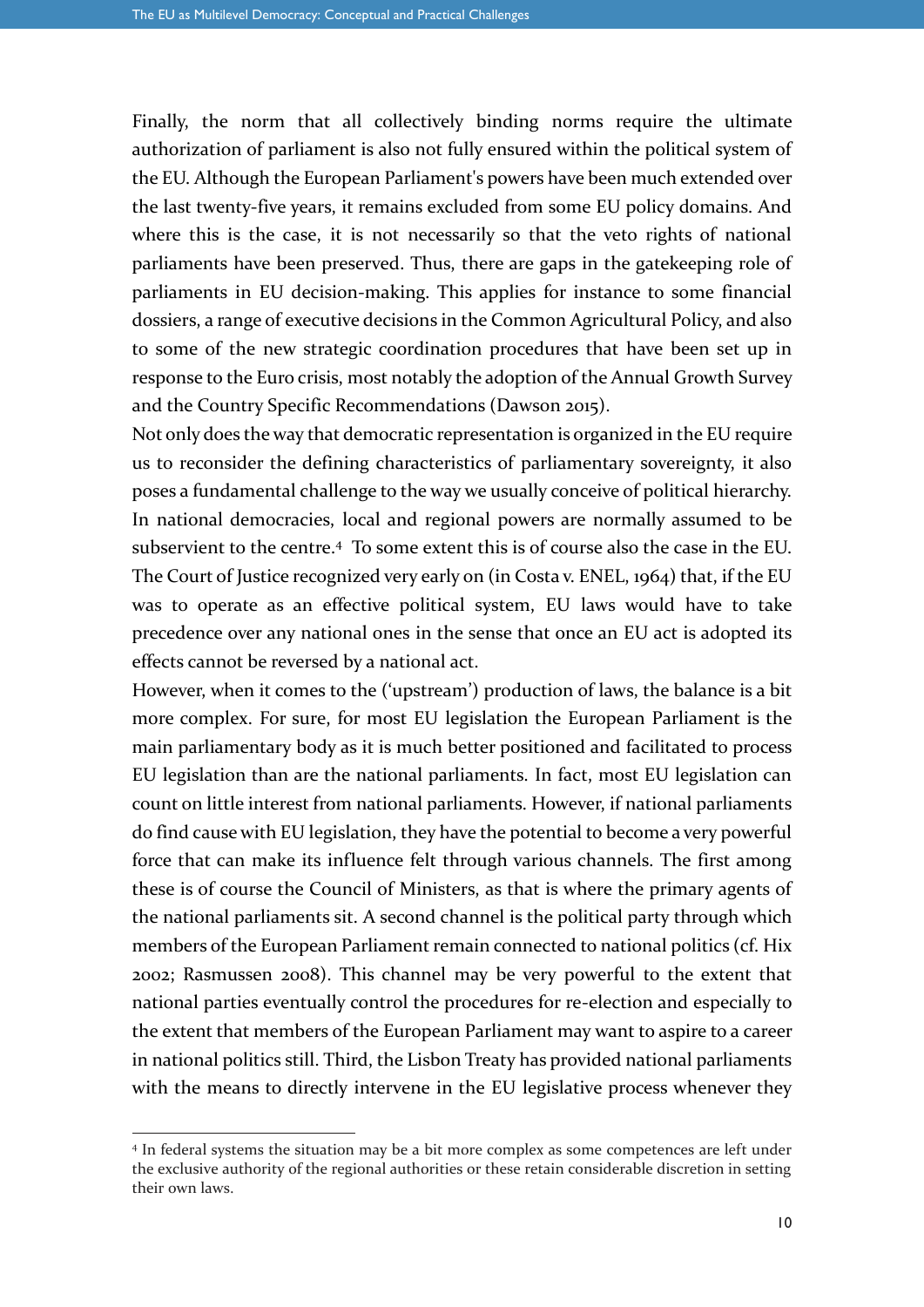Finally, the norm that all collectively binding norms require the ultimate authorization of parliament is also not fully ensured within the political system of the EU. Although the European Parliament's powers have been much extended over the last twenty-five years, it remains excluded from some EU policy domains. And where this is the case, it is not necessarily so that the veto rights of national parliaments have been preserved. Thus, there are gaps in the gatekeeping role of parliaments in EU decision-making. This applies for instance to some financial dossiers, a range of executive decisions in the Common Agricultural Policy, and also to some of the new strategic coordination procedures that have been set up in response to the Euro crisis, most notably the adoption of the Annual Growth Survey and the Country Specific Recommendations (Dawson 2015).

Not only does the way that democratic representation is organized in the EU require us to reconsider the defining characteristics of parliamentary sovereignty, it also poses a fundamental challenge to the way we usually conceive of political hierarchy. In national democracies, local and regional powers are normally assumed to be subservient to the centre.[4] To some extent this is of course also the case in the EU. The Court of Justice recognized very early on (in Costa v. ENEL, 1964) that, if the EU was to operate as an effective political system, EU laws would have to take precedence over any national ones in the sense that once an EU act is adopted its effects cannot be reversed by a national act.

However, when it comes to the ('upstream') production of laws, the balance is a bit more complex. For sure, for most EU legislation the European Parliament is the main parliamentary body as it is much better positioned and facilitated to process EU legislation than are the national parliaments. In fact, most EU legislation can count on little interest from national parliaments. However, if national parliaments do find cause with EU legislation, they have the potential to become a very powerful force that can make its influence felt through various channels. The first among these is of course the Council of Ministers, as that is where the primary agents of the national parliaments sit. A second channel is the political party through which members of the European Parliament remain connected to national politics (cf. Hix 2002; Rasmussen 2008). This channel may be very powerful to the extent that national parties eventually control the procedures for re-election and especially to the extent that members of the European Parliament may want to aspire to a career in national politics still. Third, the Lisbon Treaty has provided national parliaments with the means to directly intervene in the EU legislative process whenever they

[4] In federal systems the situation may be a bit more complex as some competences are left under the exclusive authority of the regional authorities or these retain considerable discretion in setting their own laws.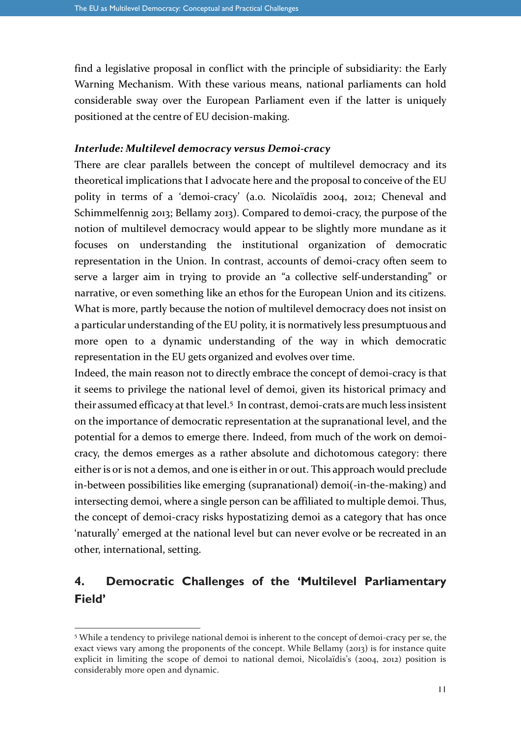find a legislative proposal in conflict with the principle of subsidiarity: the Early Warning Mechanism. With these various means, national parliaments can hold considerable sway over the European Parliament even if the latter is uniquely positioned at the centre of EU decision-making.

***Interlude: Multilevel democracy versus Demoi-cracy***

There are clear parallels between the concept of multilevel democracy and its theoretical implications that I advocate here and the proposal to conceive of the EU polity in terms of a 'demoi-cracy' (a.o. Nicolaïdis 2004, 2012; Cheneval and Schimmelfennig 2013; Bellamy 2013). Compared to demoi-cracy, the purpose of the notion of multilevel democracy would appear to be slightly more mundane as it focuses on understanding the institutional organization of democratic representation in the Union. In contrast, accounts of demoi-cracy often seem to serve a larger aim in trying to provide an "a collective self-understanding" or narrative, or even something like an ethos for the European Union and its citizens. What is more, partly because the notion of multilevel democracy does not insist on a particular understanding of the EU polity, it is normatively less presumptuous and more open to a dynamic understanding of the way in which democratic representation in the EU gets organized and evolves over time.

Indeed, the main reason not to directly embrace the concept of demoi-cracy is that it seems to privilege the national level of demoi, given its historical primacy and their assumed efficacy at that level.[5] In contrast, demoi-crats are much less insistent on the importance of democratic representation at the supranational level, and the potential for a demos to emerge there. Indeed, from much of the work on demoi-cracy, the demos emerges as a rather absolute and dichotomous category: there either is or is not a demos, and one is either in or out. This approach would preclude in-between possibilities like emerging (supranational) demoi(-in-the-making) and intersecting demoi, where a single person can be affiliated to multiple demoi. Thus, the concept of demoi-cracy risks hypostatizing demoi as a category that has once 'naturally' emerged at the national level but can never evolve or be recreated in an other, international, setting.

## 4. Democratic Challenges of the 'Multilevel Parliamentary Field'

[5] While a tendency to privilege national demoi is inherent to the concept of demoi-cracy per se, the exact views vary among the proponents of the concept. While Bellamy (2013) is for instance quite explicit in limiting the scope of demoi to national demoi, Nicolaïdis's (2004, 2012) position is considerably more open and dynamic.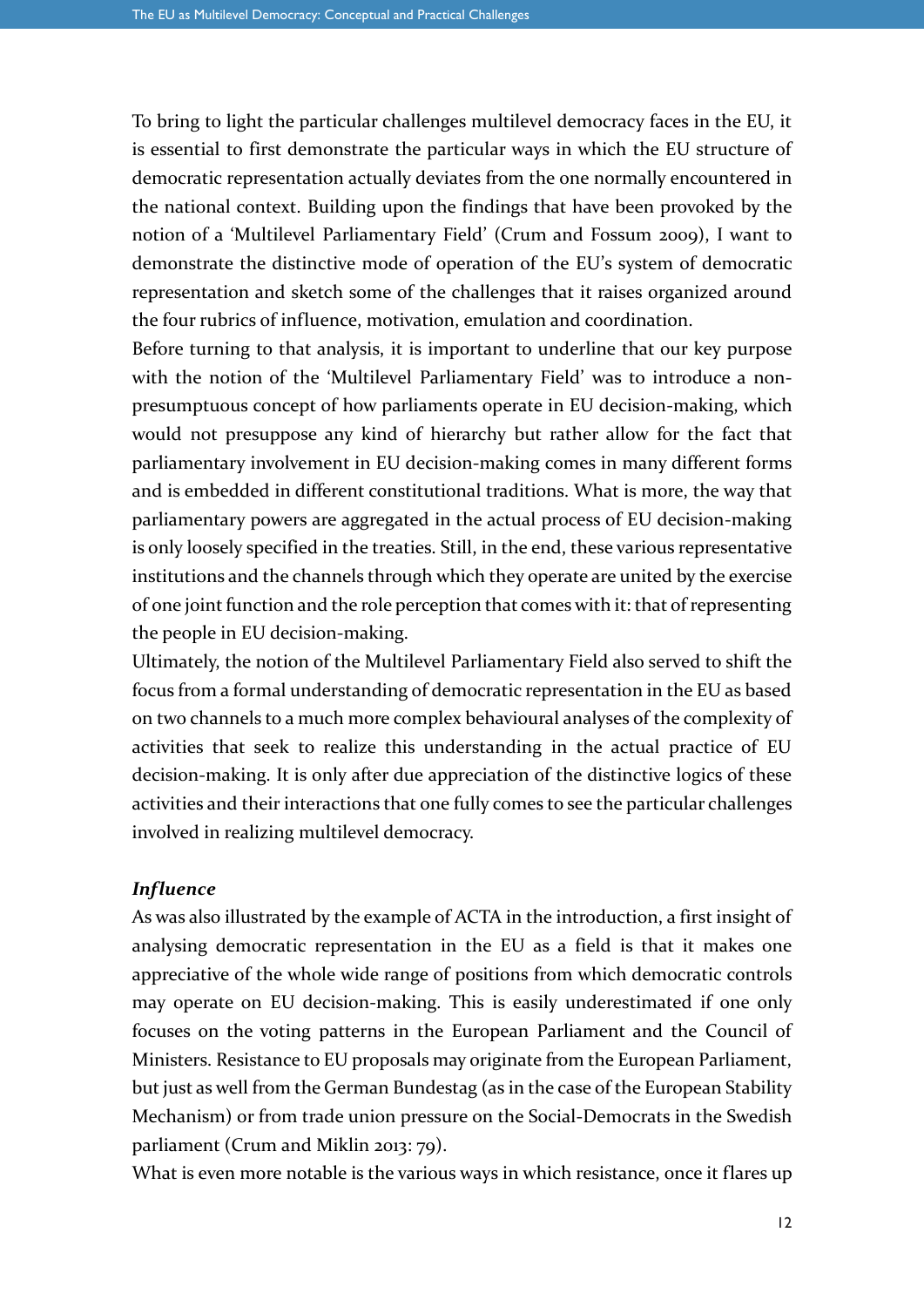To bring to light the particular challenges multilevel democracy faces in the EU, it is essential to first demonstrate the particular ways in which the EU structure of democratic representation actually deviates from the one normally encountered in the national context. Building upon the findings that have been provoked by the notion of a 'Multilevel Parliamentary Field' (Crum and Fossum 2009), I want to demonstrate the distinctive mode of operation of the EU's system of democratic representation and sketch some of the challenges that it raises organized around the four rubrics of influence, motivation, emulation and coordination.

Before turning to that analysis, it is important to underline that our key purpose with the notion of the 'Multilevel Parliamentary Field' was to introduce a non-presumptuous concept of how parliaments operate in EU decision-making, which would not presuppose any kind of hierarchy but rather allow for the fact that parliamentary involvement in EU decision-making comes in many different forms and is embedded in different constitutional traditions. What is more, the way that parliamentary powers are aggregated in the actual process of EU decision-making is only loosely specified in the treaties. Still, in the end, these various representative institutions and the channels through which they operate are united by the exercise of one joint function and the role perception that comes with it: that of representing the people in EU decision-making.

Ultimately, the notion of the Multilevel Parliamentary Field also served to shift the focus from a formal understanding of democratic representation in the EU as based on two channels to a much more complex behavioural analyses of the complexity of activities that seek to realize this understanding in the actual practice of EU decision-making. It is only after due appreciation of the distinctive logics of these activities and their interactions that one fully comes to see the particular challenges involved in realizing multilevel democracy.

### *Influence*

As was also illustrated by the example of ACTA in the introduction, a first insight of analysing democratic representation in the EU as a field is that it makes one appreciative of the whole wide range of positions from which democratic controls may operate on EU decision-making. This is easily underestimated if one only focuses on the voting patterns in the European Parliament and the Council of Ministers. Resistance to EU proposals may originate from the European Parliament, but just as well from the German Bundestag (as in the case of the European Stability Mechanism) or from trade union pressure on the Social-Democrats in the Swedish parliament (Crum and Miklin 2013: 79).

What is even more notable is the various ways in which resistance, once it flares up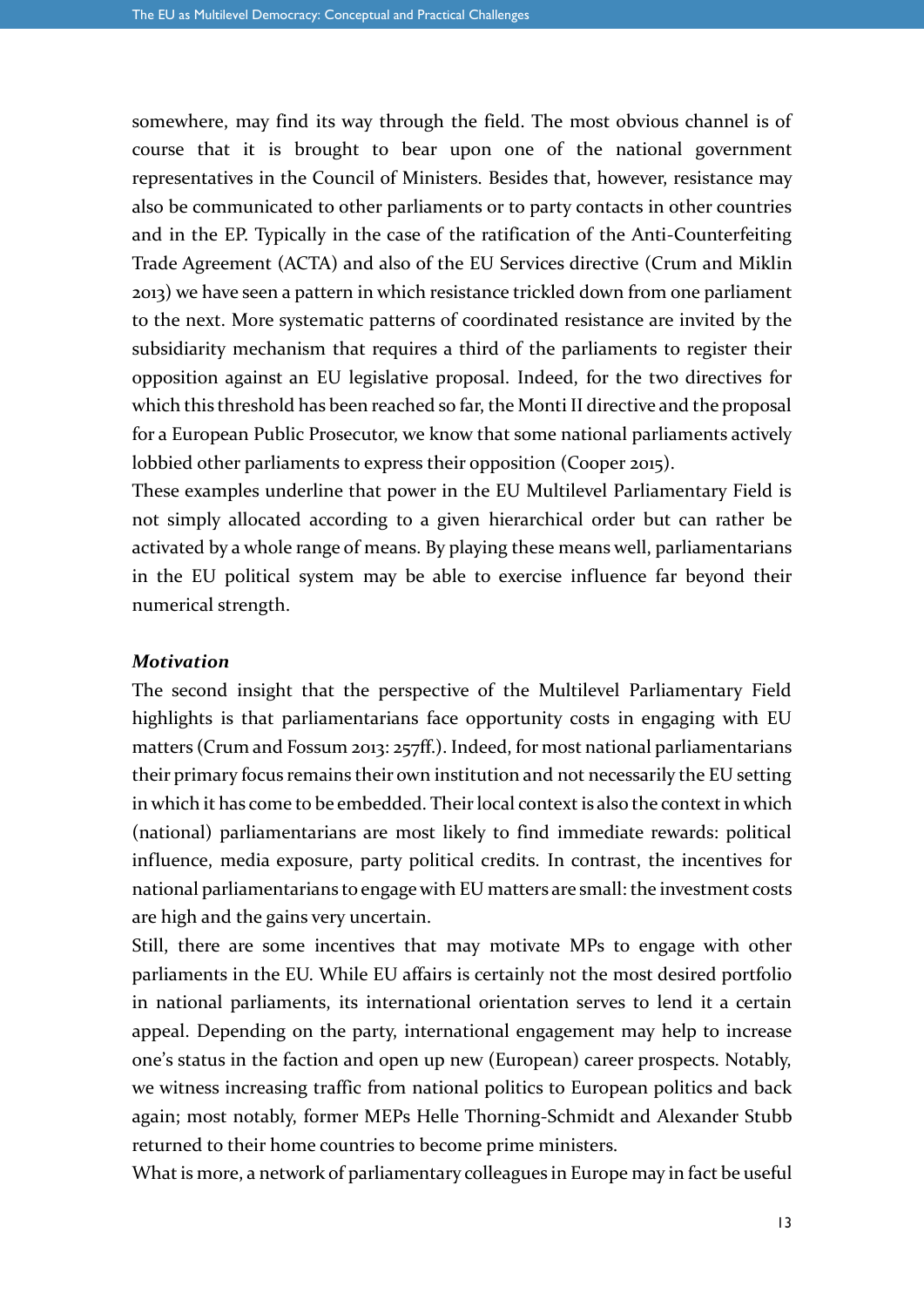somewhere, may find its way through the field. The most obvious channel is of course that it is brought to bear upon one of the national government representatives in the Council of Ministers. Besides that, however, resistance may also be communicated to other parliaments or to party contacts in other countries and in the EP. Typically in the case of the ratification of the Anti-Counterfeiting Trade Agreement (ACTA) and also of the EU Services directive (Crum and Miklin 2013) we have seen a pattern in which resistance trickled down from one parliament to the next. More systematic patterns of coordinated resistance are invited by the subsidiarity mechanism that requires a third of the parliaments to register their opposition against an EU legislative proposal. Indeed, for the two directives for which this threshold has been reached so far, the Monti II directive and the proposal for a European Public Prosecutor, we know that some national parliaments actively lobbied other parliaments to express their opposition (Cooper 2015).

These examples underline that power in the EU Multilevel Parliamentary Field is not simply allocated according to a given hierarchical order but can rather be activated by a whole range of means. By playing these means well, parliamentarians in the EU political system may be able to exercise influence far beyond their numerical strength.

### *Motivation*

The second insight that the perspective of the Multilevel Parliamentary Field highlights is that parliamentarians face opportunity costs in engaging with EU matters (Crum and Fossum 2013: 257ff.). Indeed, for most national parliamentarians their primary focus remains their own institution and not necessarily the EU setting in which it has come to be embedded. Their local context is also the context in which (national) parliamentarians are most likely to find immediate rewards: political influence, media exposure, party political credits. In contrast, the incentives for national parliamentarians to engage with EU matters are small: the investment costs are high and the gains very uncertain.

Still, there are some incentives that may motivate MPs to engage with other parliaments in the EU. While EU affairs is certainly not the most desired portfolio in national parliaments, its international orientation serves to lend it a certain appeal. Depending on the party, international engagement may help to increase one's status in the faction and open up new (European) career prospects. Notably, we witness increasing traffic from national politics to European politics and back again; most notably, former MEPs Helle Thorning-Schmidt and Alexander Stubb returned to their home countries to become prime ministers.

What is more, a network of parliamentary colleagues in Europe may in fact be useful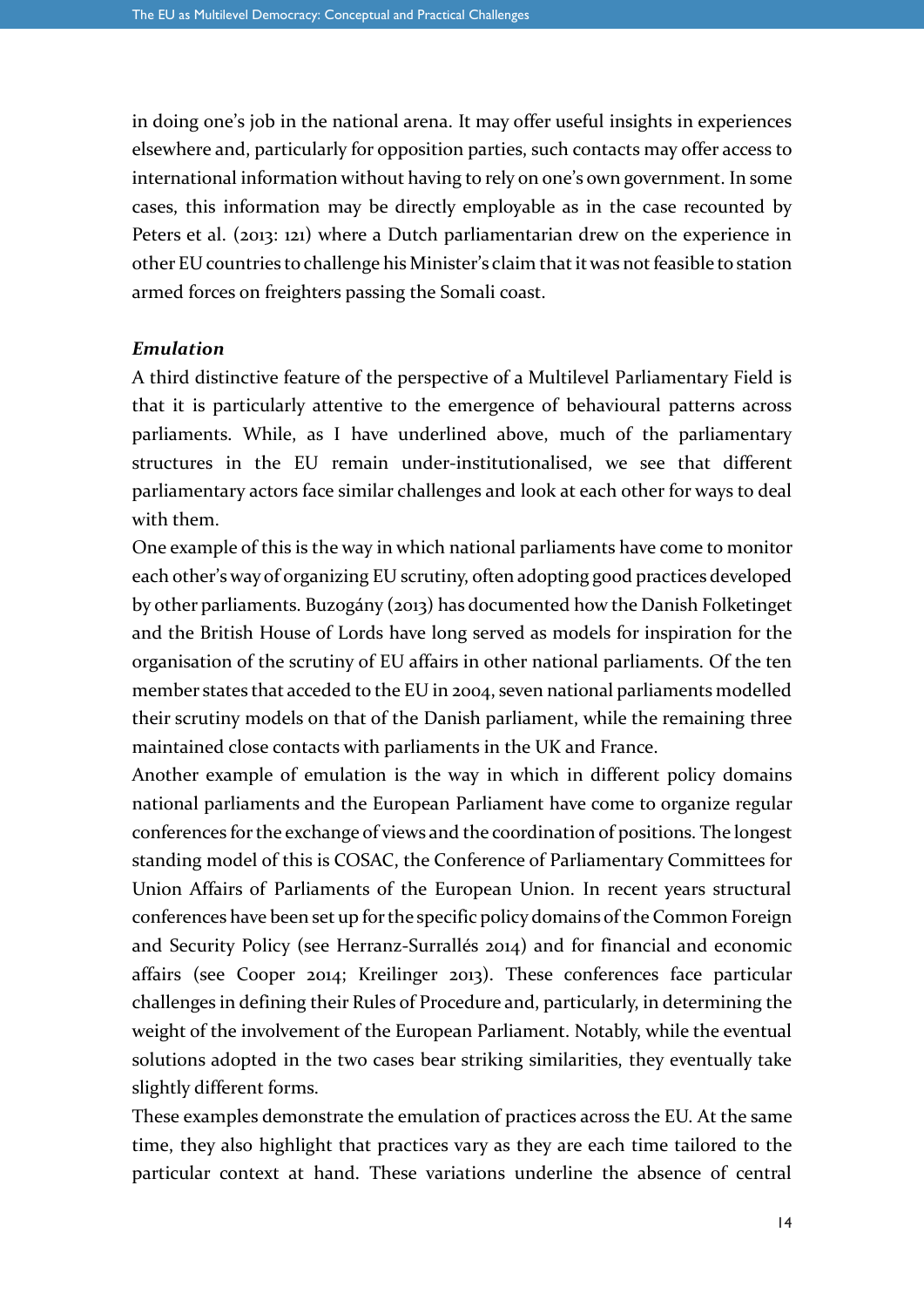in doing one's job in the national arena. It may offer useful insights in experiences elsewhere and, particularly for opposition parties, such contacts may offer access to international information without having to rely on one's own government. In some cases, this information may be directly employable as in the case recounted by Peters et al. (2013: 121) where a Dutch parliamentarian drew on the experience in other EU countries to challenge his Minister's claim that it was not feasible to station armed forces on freighters passing the Somali coast.

***Emulation***

A third distinctive feature of the perspective of a Multilevel Parliamentary Field is that it is particularly attentive to the emergence of behavioural patterns across parliaments. While, as I have underlined above, much of the parliamentary structures in the EU remain under-institutionalised, we see that different parliamentary actors face similar challenges and look at each other for ways to deal with them.

One example of this is the way in which national parliaments have come to monitor each other's way of organizing EU scrutiny, often adopting good practices developed by other parliaments. Buzogány (2013) has documented how the Danish Folketinget and the British House of Lords have long served as models for inspiration for the organisation of the scrutiny of EU affairs in other national parliaments. Of the ten member states that acceded to the EU in 2004, seven national parliaments modelled their scrutiny models on that of the Danish parliament, while the remaining three maintained close contacts with parliaments in the UK and France.

Another example of emulation is the way in which in different policy domains national parliaments and the European Parliament have come to organize regular conferences for the exchange of views and the coordination of positions. The longest standing model of this is COSAC, the Conference of Parliamentary Committees for Union Affairs of Parliaments of the European Union. In recent years structural conferences have been set up for the specific policy domains of the Common Foreign and Security Policy (see Herranz-Surrallés 2014) and for financial and economic affairs (see Cooper 2014; Kreilinger 2013). These conferences face particular challenges in defining their Rules of Procedure and, particularly, in determining the weight of the involvement of the European Parliament. Notably, while the eventual solutions adopted in the two cases bear striking similarities, they eventually take slightly different forms.

These examples demonstrate the emulation of practices across the EU. At the same time, they also highlight that practices vary as they are each time tailored to the particular context at hand. These variations underline the absence of central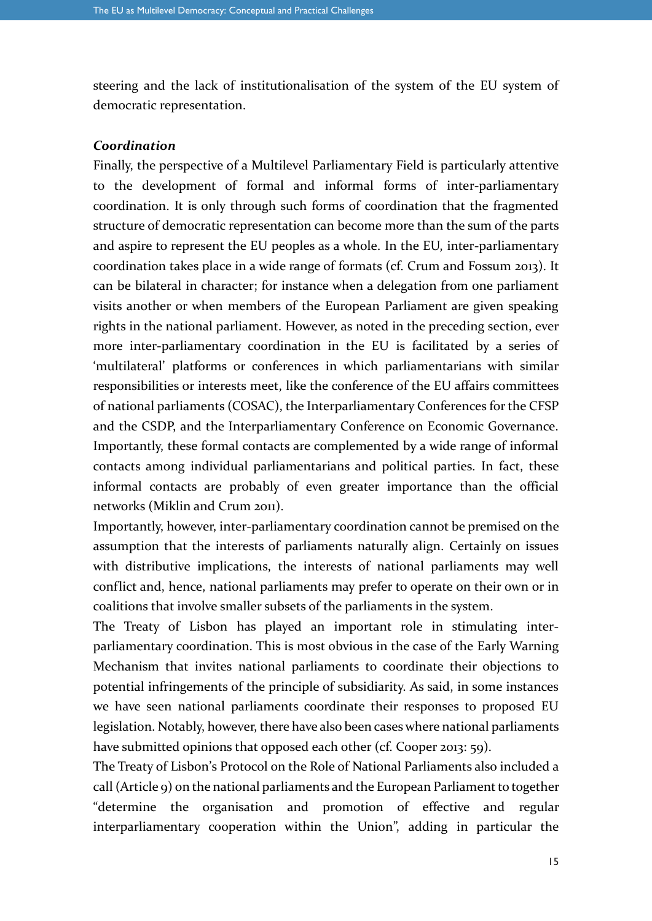steering and the lack of institutionalisation of the system of the EU system of democratic representation.

***Coordination***

Finally, the perspective of a Multilevel Parliamentary Field is particularly attentive to the development of formal and informal forms of inter-parliamentary coordination. It is only through such forms of coordination that the fragmented structure of democratic representation can become more than the sum of the parts and aspire to represent the EU peoples as a whole. In the EU, inter-parliamentary coordination takes place in a wide range of formats (cf. Crum and Fossum 2013). It can be bilateral in character; for instance when a delegation from one parliament visits another or when members of the European Parliament are given speaking rights in the national parliament. However, as noted in the preceding section, ever more inter-parliamentary coordination in the EU is facilitated by a series of 'multilateral' platforms or conferences in which parliamentarians with similar responsibilities or interests meet, like the conference of the EU affairs committees of national parliaments (COSAC), the Interparliamentary Conferences for the CFSP and the CSDP, and the Interparliamentary Conference on Economic Governance. Importantly, these formal contacts are complemented by a wide range of informal contacts among individual parliamentarians and political parties. In fact, these informal contacts are probably of even greater importance than the official networks (Miklin and Crum 2011).

Importantly, however, inter-parliamentary coordination cannot be premised on the assumption that the interests of parliaments naturally align. Certainly on issues with distributive implications, the interests of national parliaments may well conflict and, hence, national parliaments may prefer to operate on their own or in coalitions that involve smaller subsets of the parliaments in the system.

The Treaty of Lisbon has played an important role in stimulating inter-parliamentary coordination. This is most obvious in the case of the Early Warning Mechanism that invites national parliaments to coordinate their objections to potential infringements of the principle of subsidiarity. As said, in some instances we have seen national parliaments coordinate their responses to proposed EU legislation. Notably, however, there have also been cases where national parliaments have submitted opinions that opposed each other (cf. Cooper 2013: 59).

The Treaty of Lisbon's Protocol on the Role of National Parliaments also included a call (Article 9) on the national parliaments and the European Parliament to together "determine the organisation and promotion of effective and regular interparliamentary cooperation within the Union", adding in particular the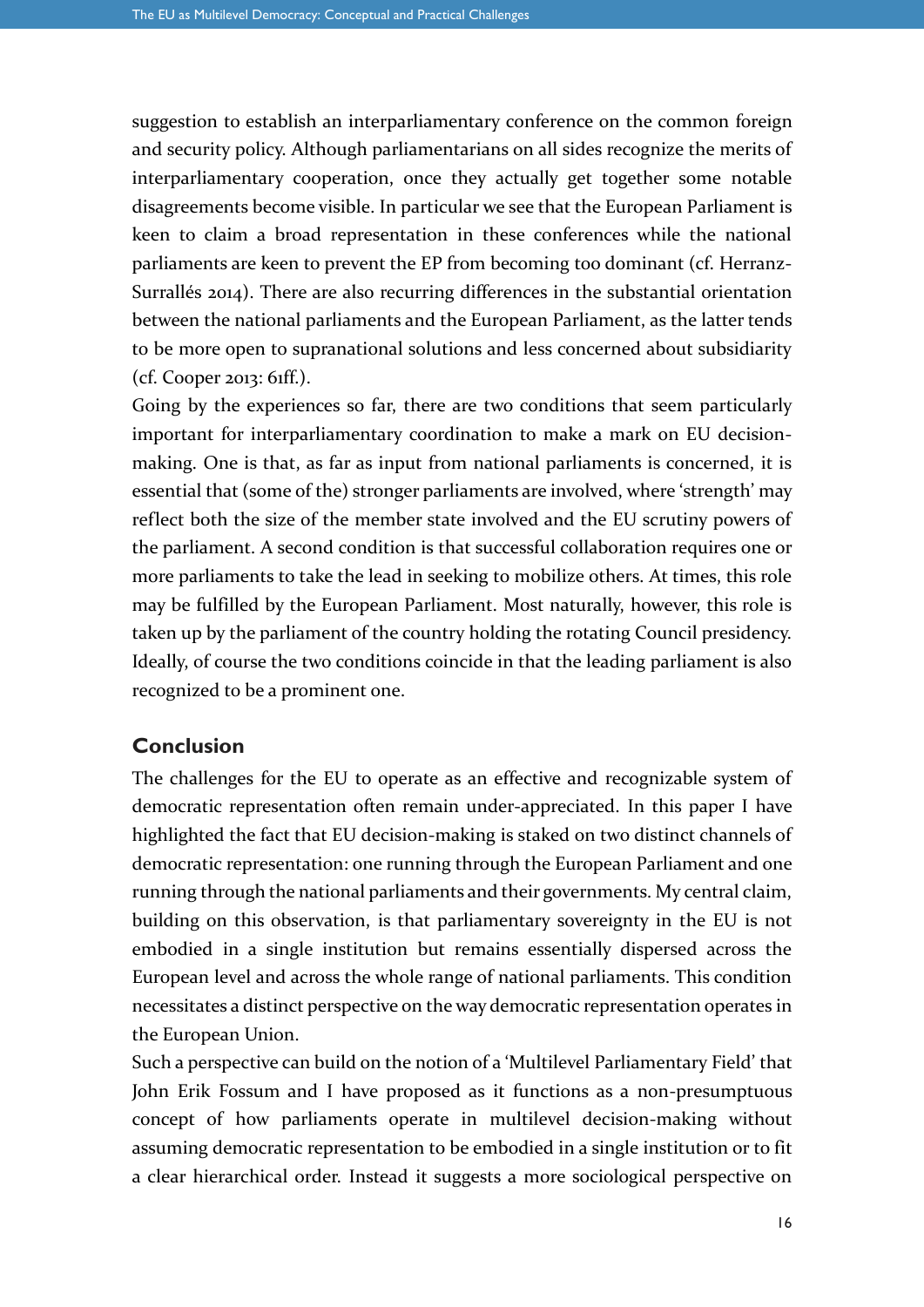suggestion to establish an interparliamentary conference on the common foreign and security policy. Although parliamentarians on all sides recognize the merits of interparliamentary cooperation, once they actually get together some notable disagreements become visible. In particular we see that the European Parliament is keen to claim a broad representation in these conferences while the national parliaments are keen to prevent the EP from becoming too dominant (cf. Herranz-Surrallés 2014). There are also recurring differences in the substantial orientation between the national parliaments and the European Parliament, as the latter tends to be more open to supranational solutions and less concerned about subsidiarity (cf. Cooper 2013: 61ff.).

Going by the experiences so far, there are two conditions that seem particularly important for interparliamentary coordination to make a mark on EU decision-making. One is that, as far as input from national parliaments is concerned, it is essential that (some of the) stronger parliaments are involved, where 'strength' may reflect both the size of the member state involved and the EU scrutiny powers of the parliament. A second condition is that successful collaboration requires one or more parliaments to take the lead in seeking to mobilize others. At times, this role may be fulfilled by the European Parliament. Most naturally, however, this role is taken up by the parliament of the country holding the rotating Council presidency. Ideally, of course the two conditions coincide in that the leading parliament is also recognized to be a prominent one.

## Conclusion

The challenges for the EU to operate as an effective and recognizable system of democratic representation often remain under-appreciated. In this paper I have highlighted the fact that EU decision-making is staked on two distinct channels of democratic representation: one running through the European Parliament and one running through the national parliaments and their governments. My central claim, building on this observation, is that parliamentary sovereignty in the EU is not embodied in a single institution but remains essentially dispersed across the European level and across the whole range of national parliaments. This condition necessitates a distinct perspective on the way democratic representation operates in the European Union.

Such a perspective can build on the notion of a 'Multilevel Parliamentary Field' that John Erik Fossum and I have proposed as it functions as a non-presumptuous concept of how parliaments operate in multilevel decision-making without assuming democratic representation to be embodied in a single institution or to fit a clear hierarchical order. Instead it suggests a more sociological perspective on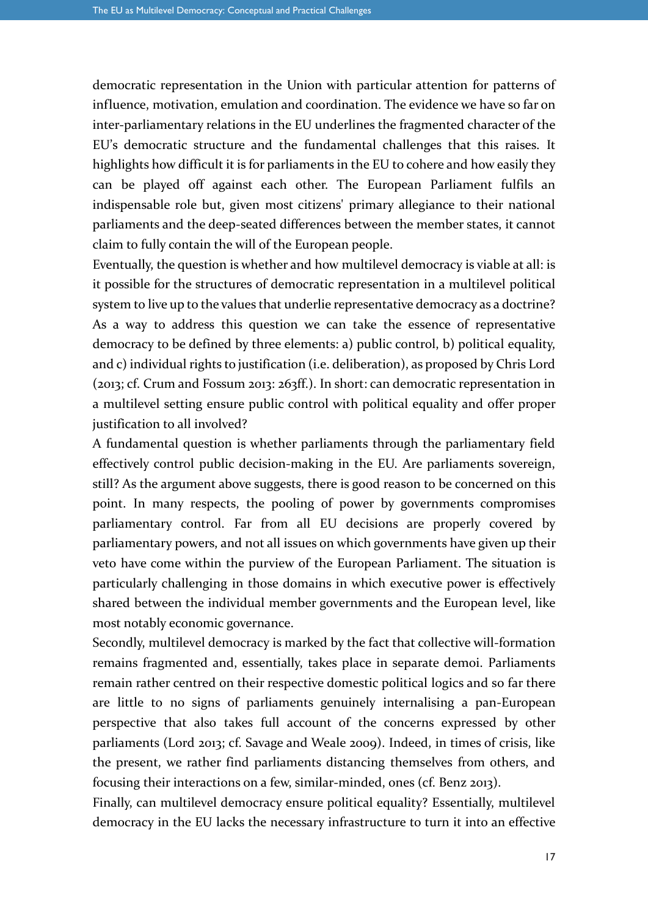democratic representation in the Union with particular attention for patterns of influence, motivation, emulation and coordination. The evidence we have so far on inter-parliamentary relations in the EU underlines the fragmented character of the EU's democratic structure and the fundamental challenges that this raises. It highlights how difficult it is for parliaments in the EU to cohere and how easily they can be played off against each other. The European Parliament fulfils an indispensable role but, given most citizens' primary allegiance to their national parliaments and the deep-seated differences between the member states, it cannot claim to fully contain the will of the European people.

Eventually, the question is whether and how multilevel democracy is viable at all: is it possible for the structures of democratic representation in a multilevel political system to live up to the values that underlie representative democracy as a doctrine? As a way to address this question we can take the essence of representative democracy to be defined by three elements: a) public control, b) political equality, and c) individual rights to justification (i.e. deliberation), as proposed by Chris Lord (2013; cf. Crum and Fossum 2013: 263ff.). In short: can democratic representation in a multilevel setting ensure public control with political equality and offer proper justification to all involved?

A fundamental question is whether parliaments through the parliamentary field effectively control public decision-making in the EU. Are parliaments sovereign, still? As the argument above suggests, there is good reason to be concerned on this point. In many respects, the pooling of power by governments compromises parliamentary control. Far from all EU decisions are properly covered by parliamentary powers, and not all issues on which governments have given up their veto have come within the purview of the European Parliament. The situation is particularly challenging in those domains in which executive power is effectively shared between the individual member governments and the European level, like most notably economic governance.

Secondly, multilevel democracy is marked by the fact that collective will-formation remains fragmented and, essentially, takes place in separate demoi. Parliaments remain rather centred on their respective domestic political logics and so far there are little to no signs of parliaments genuinely internalising a pan-European perspective that also takes full account of the concerns expressed by other parliaments (Lord 2013; cf. Savage and Weale 2009). Indeed, in times of crisis, like the present, we rather find parliaments distancing themselves from others, and focusing their interactions on a few, similar-minded, ones (cf. Benz 2013).

Finally, can multilevel democracy ensure political equality? Essentially, multilevel democracy in the EU lacks the necessary infrastructure to turn it into an effective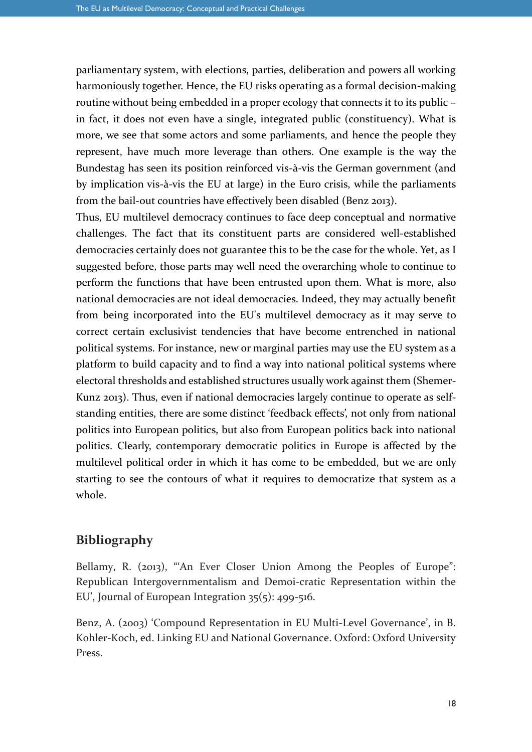parliamentary system, with elections, parties, deliberation and powers all working harmoniously together. Hence, the EU risks operating as a formal decision-making routine without being embedded in a proper ecology that connects it to its public – in fact, it does not even have a single, integrated public (constituency). What is more, we see that some actors and some parliaments, and hence the people they represent, have much more leverage than others. One example is the way the Bundestag has seen its position reinforced vis-à-vis the German government (and by implication vis-à-vis the EU at large) in the Euro crisis, while the parliaments from the bail-out countries have effectively been disabled (Benz 2013).

Thus, EU multilevel democracy continues to face deep conceptual and normative challenges. The fact that its constituent parts are considered well-established democracies certainly does not guarantee this to be the case for the whole. Yet, as I suggested before, those parts may well need the overarching whole to continue to perform the functions that have been entrusted upon them. What is more, also national democracies are not ideal democracies. Indeed, they may actually benefit from being incorporated into the EU's multilevel democracy as it may serve to correct certain exclusivist tendencies that have become entrenched in national political systems. For instance, new or marginal parties may use the EU system as a platform to build capacity and to find a way into national political systems where electoral thresholds and established structures usually work against them (Shemer-Kunz 2013). Thus, even if national democracies largely continue to operate as self-standing entities, there are some distinct 'feedback effects', not only from national politics into European politics, but also from European politics back into national politics. Clearly, contemporary democratic politics in Europe is affected by the multilevel political order in which it has come to be embedded, but we are only starting to see the contours of what it requires to democratize that system as a whole.

## Bibliography

Bellamy, R. (2013), '"An Ever Closer Union Among the Peoples of Europe": Republican Intergovernmentalism and Demoi-cratic Representation within the EU', Journal of European Integration 35(5): 499-516.

Benz, A. (2003) 'Compound Representation in EU Multi-Level Governance', in B. Kohler-Koch, ed. Linking EU and National Governance. Oxford: Oxford University Press.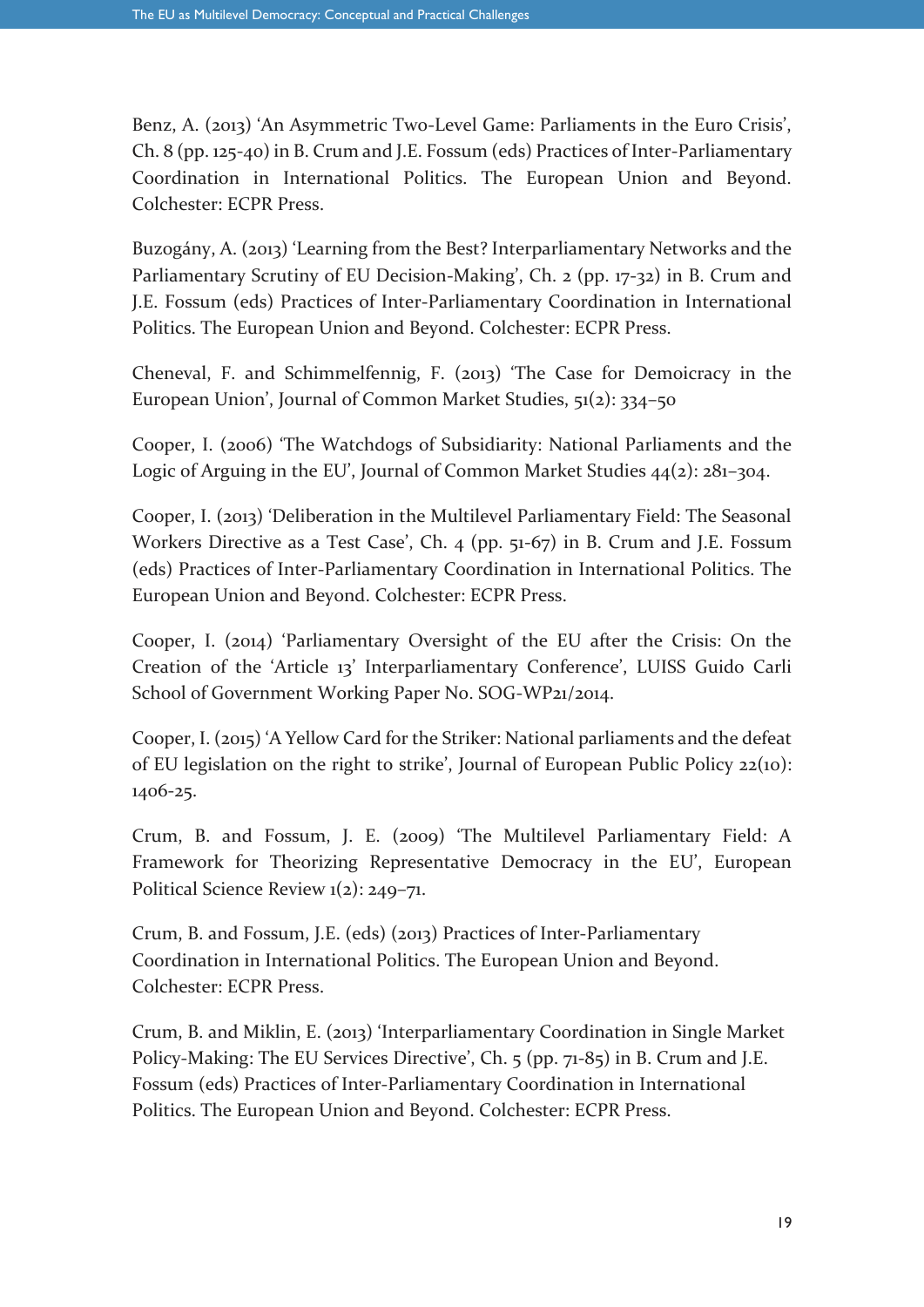Benz, A. (2013) 'An Asymmetric Two-Level Game: Parliaments in the Euro Crisis', Ch. 8 (pp. 125-40) in B. Crum and J.E. Fossum (eds) Practices of Inter-Parliamentary Coordination in International Politics. The European Union and Beyond. Colchester: ECPR Press.

Buzogány, A. (2013) 'Learning from the Best? Interparliamentary Networks and the Parliamentary Scrutiny of EU Decision-Making', Ch. 2 (pp. 17-32) in B. Crum and J.E. Fossum (eds) Practices of Inter-Parliamentary Coordination in International Politics. The European Union and Beyond. Colchester: ECPR Press.

Cheneval, F. and Schimmelfennig, F. (2013) 'The Case for Demoicracy in the European Union', Journal of Common Market Studies, 51(2): 334–50

Cooper, I. (2006) 'The Watchdogs of Subsidiarity: National Parliaments and the Logic of Arguing in the EU', Journal of Common Market Studies 44(2): 281–304.

Cooper, I. (2013) 'Deliberation in the Multilevel Parliamentary Field: The Seasonal Workers Directive as a Test Case', Ch. 4 (pp. 51-67) in B. Crum and J.E. Fossum (eds) Practices of Inter-Parliamentary Coordination in International Politics. The European Union and Beyond. Colchester: ECPR Press.

Cooper, I. (2014) 'Parliamentary Oversight of the EU after the Crisis: On the Creation of the 'Article 13' Interparliamentary Conference', LUISS Guido Carli School of Government Working Paper No. SOG-WP21/2014.

Cooper, I. (2015) 'A Yellow Card for the Striker: National parliaments and the defeat of EU legislation on the right to strike', Journal of European Public Policy 22(10): 1406-25.

Crum, B. and Fossum, J. E. (2009) 'The Multilevel Parliamentary Field: A Framework for Theorizing Representative Democracy in the EU', European Political Science Review 1(2): 249–71.

Crum, B. and Fossum, J.E. (eds) (2013) Practices of Inter-Parliamentary Coordination in International Politics. The European Union and Beyond. Colchester: ECPR Press.

Crum, B. and Miklin, E. (2013) 'Interparliamentary Coordination in Single Market Policy-Making: The EU Services Directive', Ch. 5 (pp. 71-85) in B. Crum and J.E. Fossum (eds) Practices of Inter-Parliamentary Coordination in International Politics. The European Union and Beyond. Colchester: ECPR Press.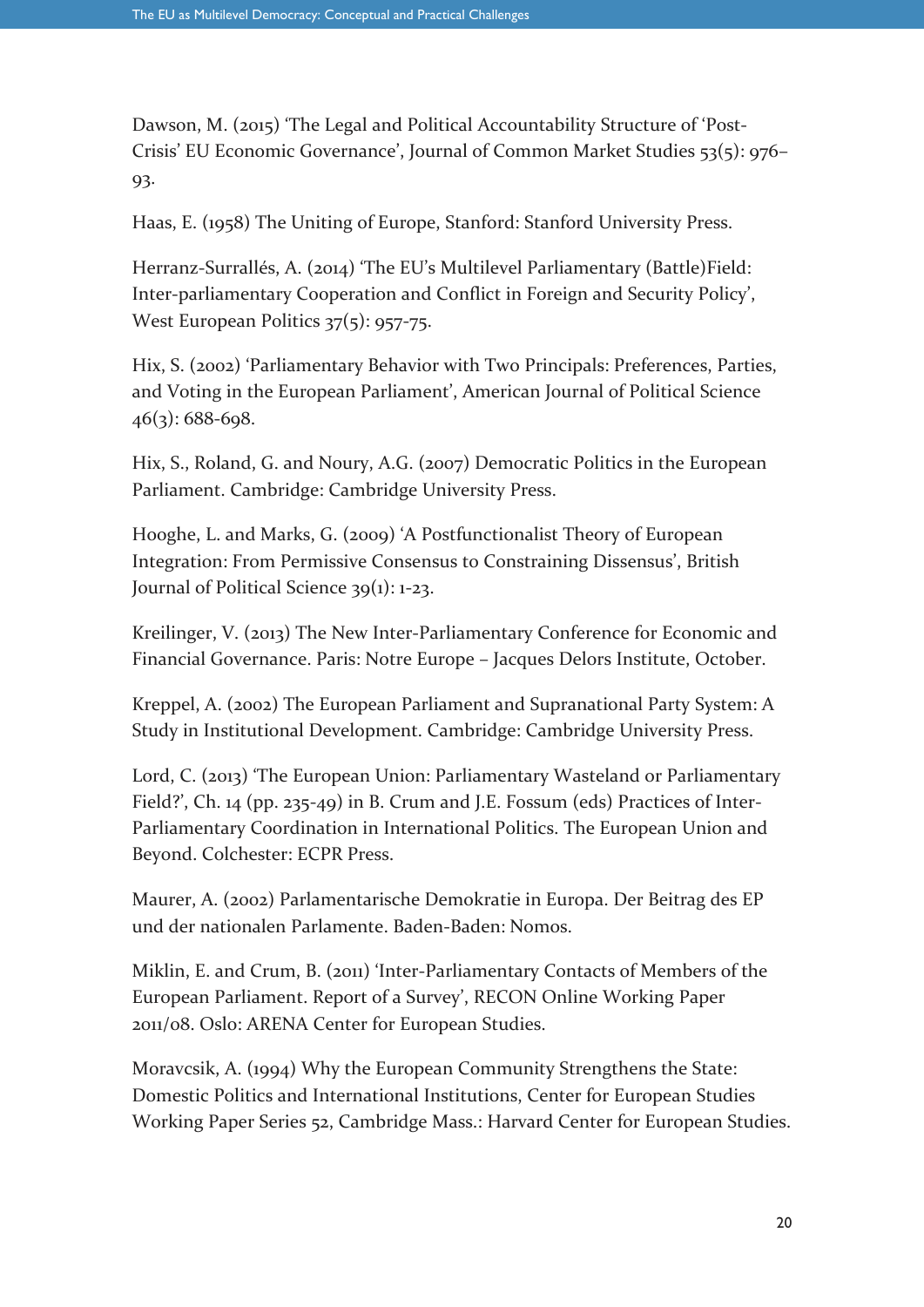Dawson, M. (2015) 'The Legal and Political Accountability Structure of 'Post-Crisis' EU Economic Governance', Journal of Common Market Studies 53(5): 976–93.

Haas, E. (1958) The Uniting of Europe, Stanford: Stanford University Press.

Herranz-Surrallés, A. (2014) 'The EU's Multilevel Parliamentary (Battle)Field: Inter-parliamentary Cooperation and Conflict in Foreign and Security Policy', West European Politics 37(5): 957-75.

Hix, S. (2002) 'Parliamentary Behavior with Two Principals: Preferences, Parties, and Voting in the European Parliament', American Journal of Political Science 46(3): 688-698.

Hix, S., Roland, G. and Noury, A.G. (2007) Democratic Politics in the European Parliament. Cambridge: Cambridge University Press.

Hooghe, L. and Marks, G. (2009) 'A Postfunctionalist Theory of European Integration: From Permissive Consensus to Constraining Dissensus', British Journal of Political Science 39(1): 1-23.

Kreilinger, V. (2013) The New Inter-Parliamentary Conference for Economic and Financial Governance. Paris: Notre Europe – Jacques Delors Institute, October.

Kreppel, A. (2002) The European Parliament and Supranational Party System: A Study in Institutional Development. Cambridge: Cambridge University Press.

Lord, C. (2013) 'The European Union: Parliamentary Wasteland or Parliamentary Field?', Ch. 14 (pp. 235-49) in B. Crum and J.E. Fossum (eds) Practices of Inter-Parliamentary Coordination in International Politics. The European Union and Beyond. Colchester: ECPR Press.

Maurer, A. (2002) Parlamentarische Demokratie in Europa. Der Beitrag des EP und der nationalen Parlamente. Baden-Baden: Nomos.

Miklin, E. and Crum, B. (2011) 'Inter-Parliamentary Contacts of Members of the European Parliament. Report of a Survey', RECON Online Working Paper 2011/08. Oslo: ARENA Center for European Studies.

Moravcsik, A. (1994) Why the European Community Strengthens the State: Domestic Politics and International Institutions, Center for European Studies Working Paper Series 52, Cambridge Mass.: Harvard Center for European Studies.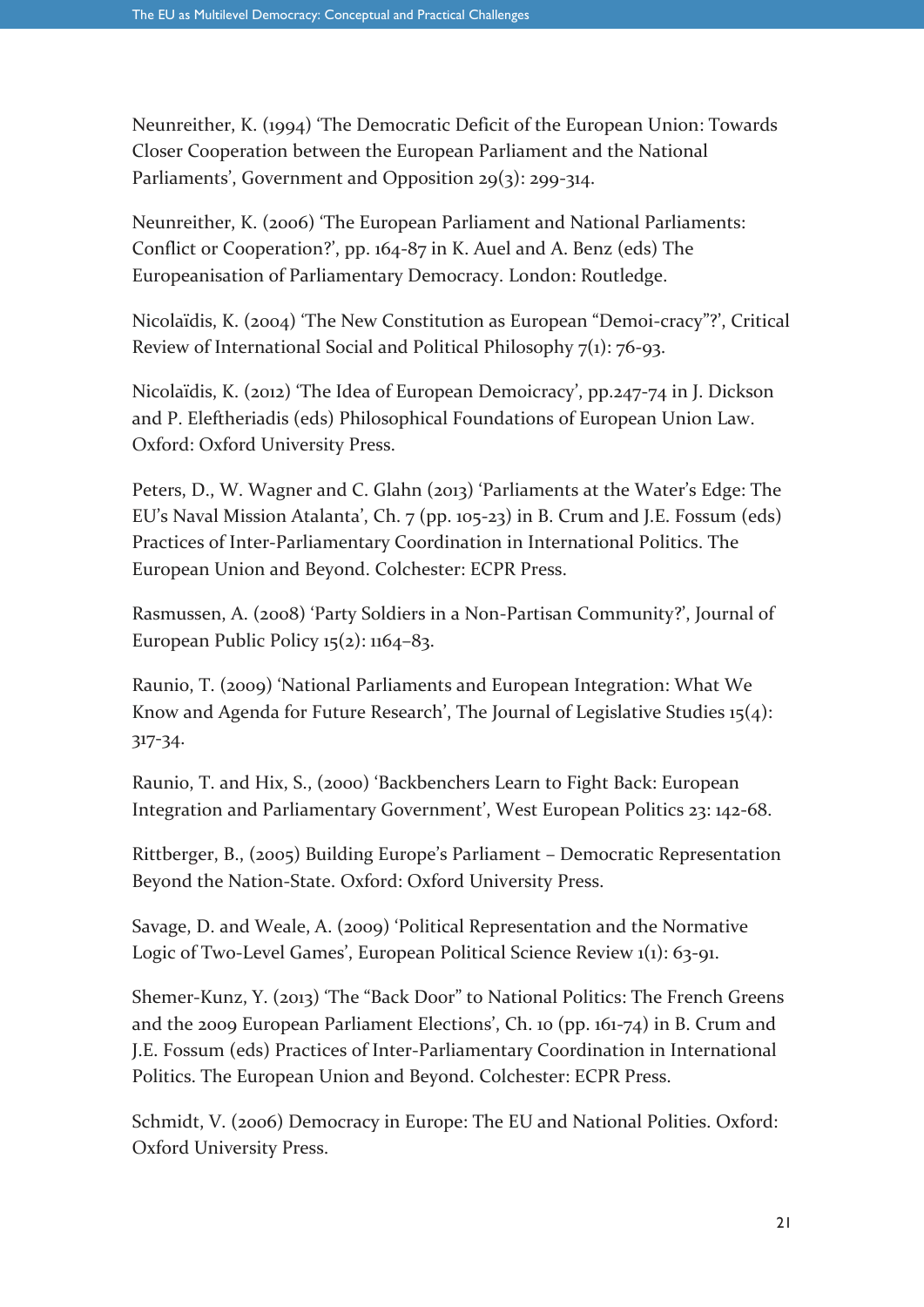Neunreither, K. (1994) 'The Democratic Deficit of the European Union: Towards Closer Cooperation between the European Parliament and the National Parliaments', Government and Opposition 29(3): 299-314.

Neunreither, K. (2006) 'The European Parliament and National Parliaments: Conflict or Cooperation?', pp. 164-87 in K. Auel and A. Benz (eds) The Europeanisation of Parliamentary Democracy. London: Routledge.

Nicolaïdis, K. (2004) 'The New Constitution as European "Demoi-cracy"?', Critical Review of International Social and Political Philosophy 7(1): 76-93.

Nicolaïdis, K. (2012) 'The Idea of European Demoicracy', pp.247-74 in J. Dickson and P. Eleftheriadis (eds) Philosophical Foundations of European Union Law. Oxford: Oxford University Press.

Peters, D., W. Wagner and C. Glahn (2013) 'Parliaments at the Water's Edge: The EU's Naval Mission Atalanta', Ch. 7 (pp. 105-23) in B. Crum and J.E. Fossum (eds) Practices of Inter-Parliamentary Coordination in International Politics. The European Union and Beyond. Colchester: ECPR Press.

Rasmussen, A. (2008) 'Party Soldiers in a Non-Partisan Community?', Journal of European Public Policy 15(2): 1164–83.

Raunio, T. (2009) 'National Parliaments and European Integration: What We Know and Agenda for Future Research', The Journal of Legislative Studies 15(4): 317-34.

Raunio, T. and Hix, S., (2000) 'Backbenchers Learn to Fight Back: European Integration and Parliamentary Government', West European Politics 23: 142-68.

Rittberger, B., (2005) Building Europe's Parliament – Democratic Representation Beyond the Nation-State. Oxford: Oxford University Press.

Savage, D. and Weale, A. (2009) 'Political Representation and the Normative Logic of Two-Level Games', European Political Science Review 1(1): 63-91.

Shemer-Kunz, Y. (2013) 'The "Back Door" to National Politics: The French Greens and the 2009 European Parliament Elections', Ch. 10 (pp. 161-74) in B. Crum and J.E. Fossum (eds) Practices of Inter-Parliamentary Coordination in International Politics. The European Union and Beyond. Colchester: ECPR Press.

Schmidt, V. (2006) Democracy in Europe: The EU and National Polities. Oxford: Oxford University Press.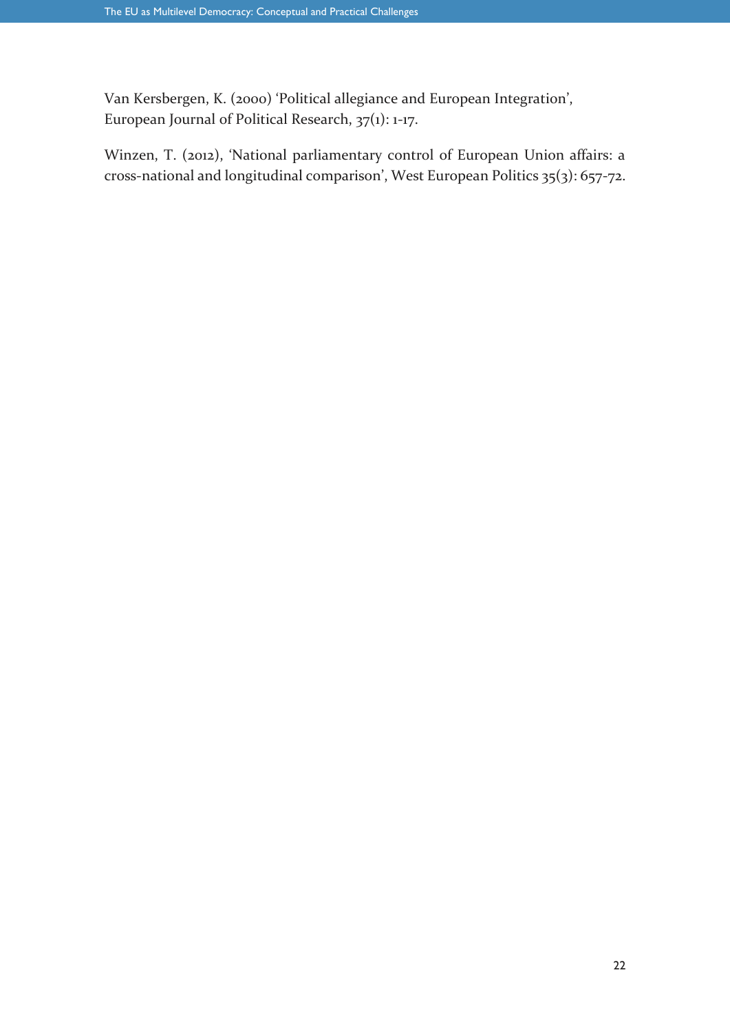Van Kersbergen, K. (2000) 'Political allegiance and European Integration', European Journal of Political Research, 37(1): 1-17.

Winzen, T. (2012), 'National parliamentary control of European Union affairs: a cross-national and longitudinal comparison', West European Politics 35(3): 657-72.